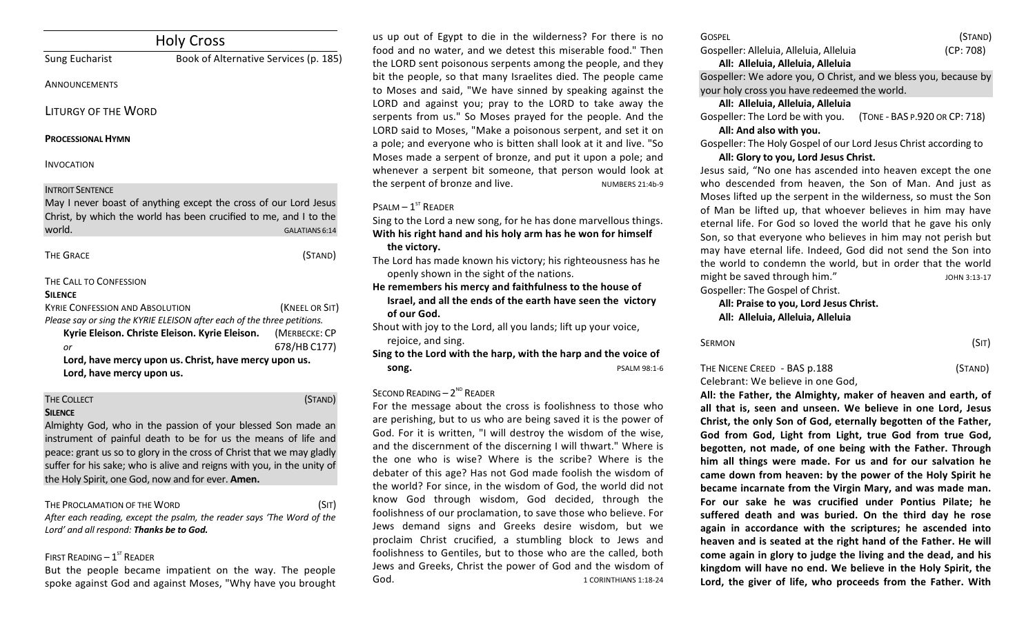# Holy Cross

Sung Eucharist — Book of Alternative Services (p. 185)

ANNOUNCEMENTS

## LITURGY OF THE WORD

**PROCESSIONAL HYMN**

INVOCATION

INTROIT SENTENCE

May I never boast of anything except the cross of our Lord Jesus Christ, by which the world has been crucified to me, and I to the world. GALATIANS 6:14

THE GRACE (STAND)

THE CALL TO CONFESSION

**SILENCE**

KYRIE CONFESSION AND ABSOLUTION (KNEEL OR SIT)

*Please say or sing the KYRIE ELEISON after each of the three petitions.*

**Kyrie Eleison. Christe Eleison. Kyrie Eleison.** (MERBECKE: CP 678/HB C177)

*or*

**Lord, have mercy upon us. Christ, have mercy upon us. Lord, have mercy upon us.**

THE COLLECT (STAND)

**SILENCE**

Almighty God, who in the passion of your blessed Son made an instrument of painful death to be for us the means of life and peace: grant us so to glory in the cross of Christ that we may gladly suffer for his sake; who is alive and reigns with you, in the unity of the Holy Spirit, one God, now and for ever. **Amen.**

THE PROCLAMATION OF THE WORD (SIT)

*After each reading, except the psalm, the reader says 'The Word of the Lord' and all respond: **Thanks be to God.***

FIRST READING – 1ST READER

But the people became impatient on the way. The people spoke against God and against Moses, "Why have you brought us up out of Egypt to die in the wilderness? For there is no food and no water, and we detest this miserable food." Then the LORD sent poisonous serpents among the people, and they bit the people, so that many Israelites died. The people came to Moses and said, "We have sinned by speaking against the LORD and against you; pray to the LORD to take away the serpents from us." So Moses prayed for the people. And the LORD said to Moses, "Make a poisonous serpent, and set it on a pole; and everyone who is bitten shall look at it and live. "So Moses made a serpent of bronze, and put it upon a pole; and whenever a serpent bit someone, that person would look at the serpent of bronze and live. NUMBERS 21:4b-9

PSALM – 1ST READER

Sing to the Lord a new song, for he has done marvellous things.

**With his right hand and his holy arm has he won for himself the victory.**

The Lord has made known his victory; his righteousness has he openly shown in the sight of the nations.

**He remembers his mercy and faithfulness to the house of Israel, and all the ends of the earth have seen the victory of our God.**

Shout with joy to the Lord, all you lands; lift up your voice, rejoice, and sing.

**Sing to the Lord with the harp, with the harp and the voice of song.** PSALM 98:1-6

SECOND READING – 2ND READER

For the message about the cross is foolishness to those who are perishing, but to us who are being saved it is the power of God. For it is written, "I will destroy the wisdom of the wise, and the discernment of the discerning I will thwart." Where is the one who is wise? Where is the scribe? Where is the debater of this age? Has not God made foolish the wisdom of the world? For since, in the wisdom of God, the world did not know God through wisdom, God decided, through the foolishness of our proclamation, to save those who believe. For Jews demand signs and Greeks desire wisdom, but we proclaim Christ crucified, a stumbling block to Jews and foolishness to Gentiles, but to those who are the called, both Jews and Greeks, Christ the power of God and the wisdom of God. 1 CORINTHIANS 1:18-24

GOSPEL (STAND)

Gospeller: Alleluia, Alleluia, Alleluia (CP: 708)

**All: Alleluia, Alleluia, Alleluia**

Gospeller: We adore you, O Christ, and we bless you, because by your holy cross you have redeemed the world.

**All: Alleluia, Alleluia, Alleluia**

Gospeller: The Lord be with you. (TONE - BAS P.920 OR CP: 718)

**All: And also with you.**

Gospeller: The Holy Gospel of our Lord Jesus Christ according to

**All: Glory to you, Lord Jesus Christ.**

Jesus said, "No one has ascended into heaven except the one who descended from heaven, the Son of Man. And just as Moses lifted up the serpent in the wilderness, so must the Son of Man be lifted up, that whoever believes in him may have eternal life. For God so loved the world that he gave his only Son, so that everyone who believes in him may not perish but may have eternal life. Indeed, God did not send the Son into the world to condemn the world, but in order that the world might be saved through him." JOHN 3:13-17

Gospeller: The Gospel of Christ.

**All: Praise to you, Lord Jesus Christ.**

**All: Alleluia, Alleluia, Alleluia**

SERMON (SIT)

THE NICENE CREED - BAS p.188 (STAND)

Celebrant: We believe in one God,

**All: the Father, the Almighty, maker of heaven and earth, of all that is, seen and unseen. We believe in one Lord, Jesus Christ, the only Son of God, eternally begotten of the Father, God from God, Light from Light, true God from true God, begotten, not made, of one being with the Father. Through him all things were made. For us and for our salvation he came down from heaven: by the power of the Holy Spirit he became incarnate from the Virgin Mary, and was made man. For our sake he was crucified under Pontius Pilate; he suffered death and was buried. On the third day he rose again in accordance with the scriptures; he ascended into heaven and is seated at the right hand of the Father. He will come again in glory to judge the living and the dead, and his kingdom will have no end. We believe in the Holy Spirit, the Lord, the giver of life, who proceeds from the Father. With**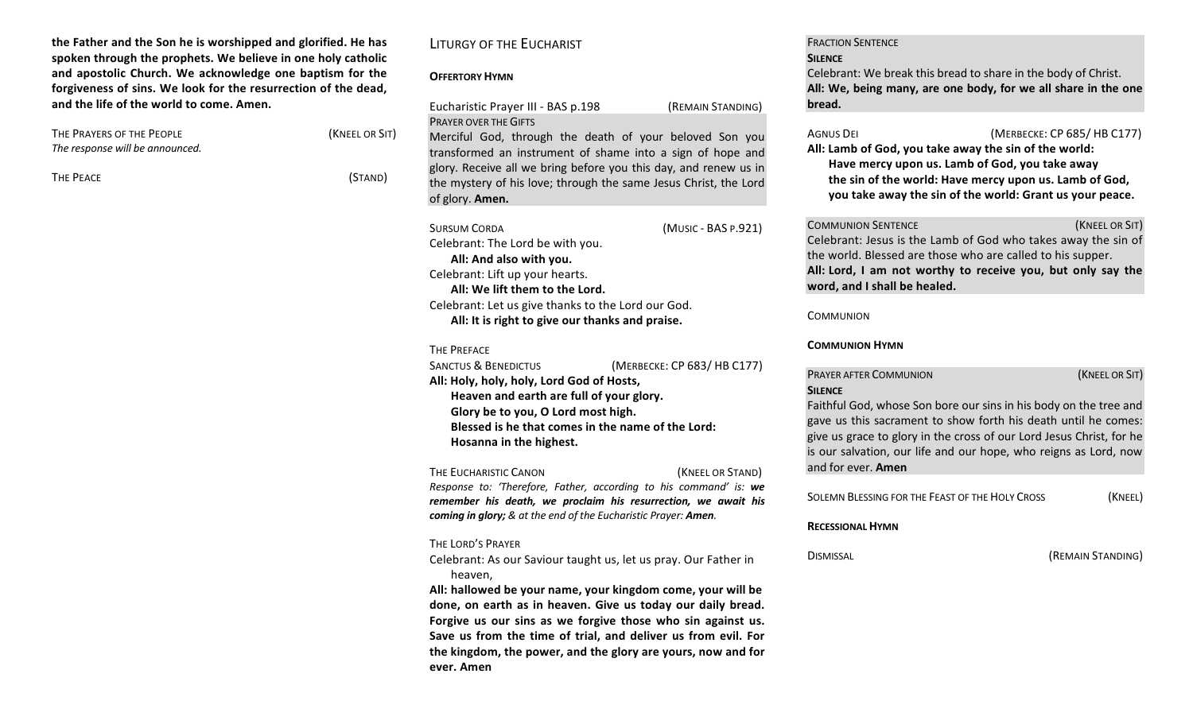**the Father and the Son he is worshipped and glorified. He has spoken through the prophets. We believe in one holy catholic and apostolic Church. We acknowledge one baptism for the forgiveness of sins. We look for the resurrection of the dead, and the life of the world to come. Amen.**

THE PRAYERS OF THE PEOPLE (KNEEL OR SIT)
*The response will be announced.*

THE PEACE (STAND)

## LITURGY OF THE EUCHARIST

**OFFERTORY HYMN**

Eucharistic Prayer III - BAS p.198 (REMAIN STANDING)

PRAYER OVER THE GIFTS
Merciful God, through the death of your beloved Son you transformed an instrument of shame into a sign of hope and glory. Receive all we bring before you this day, and renew us in the mystery of his love; through the same Jesus Christ, the Lord of glory. **Amen.**

SURSUM CORDA (MUSIC - BAS P.921)
Celebrant: The Lord be with you.
**All: And also with you.**
Celebrant: Lift up your hearts.
**All: We lift them to the Lord.**
Celebrant: Let us give thanks to the Lord our God.
**All: It is right to give our thanks and praise.**

THE PREFACE
SANCTUS & BENEDICTUS (MERBECKE: CP 683/ HB C177)
**All: Holy, holy, holy, Lord God of Hosts,**
**Heaven and earth are full of your glory.**
**Glory be to you, O Lord most high.**
**Blessed is he that comes in the name of the Lord:**
**Hosanna in the highest.**

THE EUCHARISTIC CANON (KNEEL OR STAND)
*Response to: 'Therefore, Father, according to his command' is:* ***we remember his death, we proclaim his resurrection, we await his coming in glory;*** *& at the end of the Eucharistic Prayer:* ***Amen****.*

THE LORD'S PRAYER
Celebrant: As our Saviour taught us, let us pray. Our Father in heaven,
**All: hallowed be your name, your kingdom come, your will be done, on earth as in heaven. Give us today our daily bread. Forgive us our sins as we forgive those who sin against us. Save us from the time of trial, and deliver us from evil. For the kingdom, the power, and the glory are yours, now and for ever. Amen**

FRACTION SENTENCE
**SILENCE**
Celebrant: We break this bread to share in the body of Christ.
**All: We, being many, are one body, for we all share in the one bread.**

AGNUS DEI (MERBECKE: CP 685/ HB C177)
**All: Lamb of God, you take away the sin of the world:**
**Have mercy upon us. Lamb of God, you take away**
**the sin of the world: Have mercy upon us. Lamb of God,**
**you take away the sin of the world: Grant us your peace.**

COMMUNION SENTENCE (KNEEL OR SIT)
Celebrant: Jesus is the Lamb of God who takes away the sin of the world. Blessed are those who are called to his supper.
**All: Lord, I am not worthy to receive you, but only say the word, and I shall be healed.**

COMMUNION

**COMMUNION HYMN**

PRAYER AFTER COMMUNION (KNEEL OR SIT)
**SILENCE**
Faithful God, whose Son bore our sins in his body on the tree and gave us this sacrament to show forth his death until he comes: give us grace to glory in the cross of our Lord Jesus Christ, for he is our salvation, our life and our hope, who reigns as Lord, now and for ever. **Amen**

SOLEMN BLESSING FOR THE FEAST OF THE HOLY CROSS (KNEEL)

**RECESSIONAL HYMN**

DISMISSAL (REMAIN STANDING)